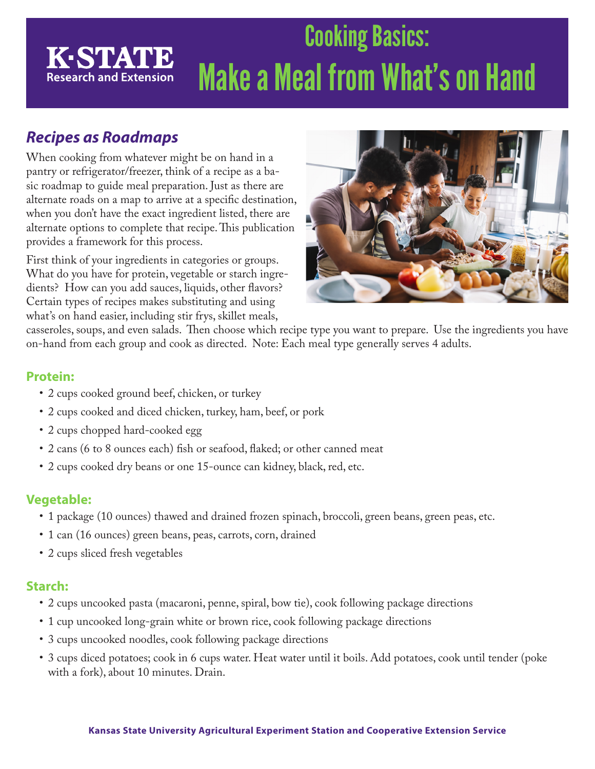K-STATE Research and Extension

# Cooking Basics: Make a Meal from What's on Hand

## *Recipes as Roadmaps*

When cooking from whatever might be on hand in a pantry or refrigerator/freezer, think of a recipe as a basic roadmap to guide meal preparation. Just as there are alternate roads on a map to arrive at a specific destination, when you don't have the exact ingredient listed, there are alternate options to complete that recipe. This publication provides a framework for this process.

First think of your ingredients in categories or groups. What do you have for protein, vegetable or starch ingredients? How can you add sauces, liquids, other flavors? Certain types of recipes makes substituting and using what's on hand easier, including stir frys, skillet meals, casseroles, soups, and even salads. Then choose which recipe type you want to prepare. Use the ingredients you have on-hand from each group and cook as directed. Note: Each meal type generally serves 4 adults.

### Protein:

- 2 cups cooked ground beef, chicken, or turkey
- 2 cups cooked and diced chicken, turkey, ham, beef, or pork
- 2 cups chopped hard-cooked egg
- 2 cans (6 to 8 ounces each) fish or seafood, flaked; or other canned meat
- 2 cups cooked dry beans or one 15-ounce can kidney, black, red, etc.

### Vegetable:

- 1 package (10 ounces) thawed and drained frozen spinach, broccoli, green beans, green peas, etc.
- 1 can (16 ounces) green beans, peas, carrots, corn, drained
- 2 cups sliced fresh vegetables

### Starch:

- 2 cups uncooked pasta (macaroni, penne, spiral, bow tie), cook following package directions
- 1 cup uncooked long-grain white or brown rice, cook following package directions
- 3 cups uncooked noodles, cook following package directions
- 3 cups diced potatoes; cook in 6 cups water. Heat water until it boils. Add potatoes, cook until tender (poke with a fork), about 10 minutes. Drain.

Kansas State University Agricultural Experiment Station and Cooperative Extension Service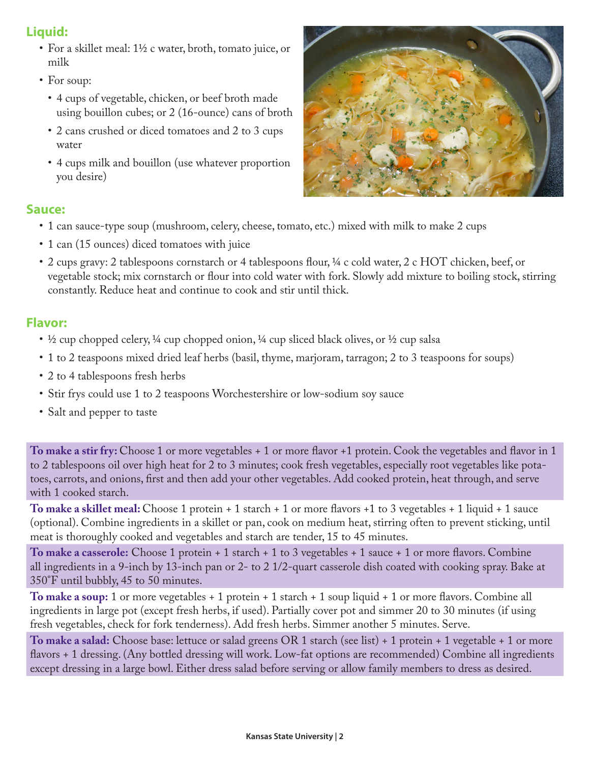## Liquid:

- For a skillet meal: 1½ c water, broth, tomato juice, or milk
- For soup:
  - 4 cups of vegetable, chicken, or beef broth made using bouillon cubes; or 2 (16-ounce) cans of broth
  - 2 cans crushed or diced tomatoes and 2 to 3 cups water
  - 4 cups milk and bouillon (use whatever proportion you desire)

## Sauce:

- 1 can sauce-type soup (mushroom, celery, cheese, tomato, etc.) mixed with milk to make 2 cups
- 1 can (15 ounces) diced tomatoes with juice
- 2 cups gravy: 2 tablespoons cornstarch or 4 tablespoons flour, ¼ c cold water, 2 c HOT chicken, beef, or vegetable stock; mix cornstarch or flour into cold water with fork. Slowly add mixture to boiling stock, stirring constantly. Reduce heat and continue to cook and stir until thick.

## Flavor:

- ½ cup chopped celery, ¼ cup chopped onion, ¼ cup sliced black olives, or ½ cup salsa
- 1 to 2 teaspoons mixed dried leaf herbs (basil, thyme, marjoram, tarragon; 2 to 3 teaspoons for soups)
- 2 to 4 tablespoons fresh herbs
- Stir frys could use 1 to 2 teaspoons Worchestershire or low-sodium soy sauce
- Salt and pepper to taste

**To make a stir fry:** Choose 1 or more vegetables + 1 or more flavor +1 protein. Cook the vegetables and flavor in 1 to 2 tablespoons oil over high heat for 2 to 3 minutes; cook fresh vegetables, especially root vegetables like potatoes, carrots, and onions, first and then add your other vegetables. Add cooked protein, heat through, and serve with 1 cooked starch.

**To make a skillet meal:** Choose 1 protein + 1 starch + 1 or more flavors +1 to 3 vegetables + 1 liquid + 1 sauce (optional). Combine ingredients in a skillet or pan, cook on medium heat, stirring often to prevent sticking, until meat is thoroughly cooked and vegetables and starch are tender, 15 to 45 minutes.

**To make a casserole:** Choose 1 protein + 1 starch + 1 to 3 vegetables + 1 sauce + 1 or more flavors. Combine all ingredients in a 9-inch by 13-inch pan or 2- to 2 1/2-quart casserole dish coated with cooking spray. Bake at 350°F until bubbly, 45 to 50 minutes.

**To make a soup:** 1 or more vegetables + 1 protein + 1 starch + 1 soup liquid + 1 or more flavors. Combine all ingredients in large pot (except fresh herbs, if used). Partially cover pot and simmer 20 to 30 minutes (if using fresh vegetables, check for fork tenderness). Add fresh herbs. Simmer another 5 minutes. Serve.

**To make a salad:** Choose base: lettuce or salad greens OR 1 starch (see list) + 1 protein + 1 vegetable + 1 or more flavors + 1 dressing. (Any bottled dressing will work. Low-fat options are recommended) Combine all ingredients except dressing in a large bowl. Either dress salad before serving or allow family members to dress as desired.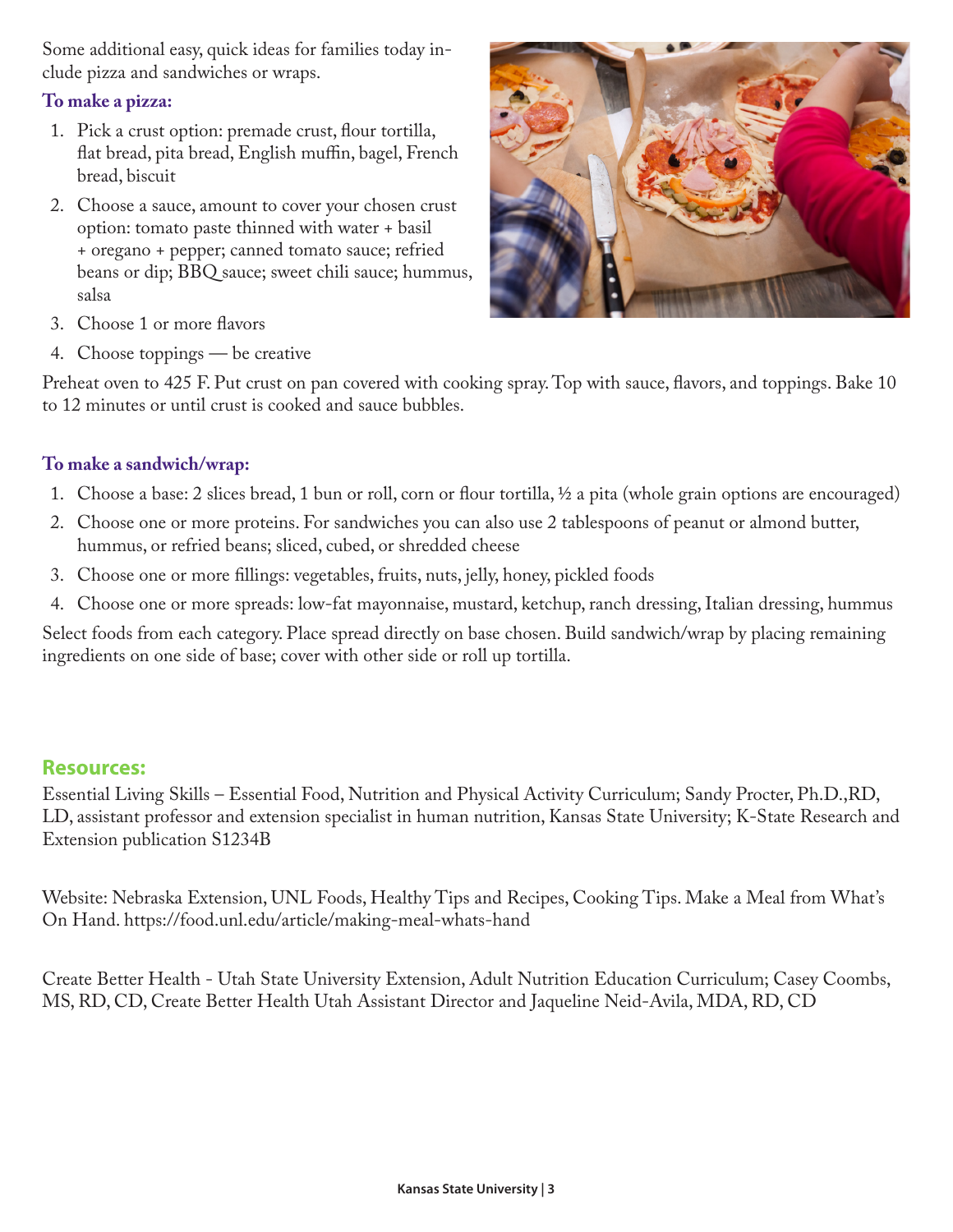Some additional easy, quick ideas for families today include pizza and sandwiches or wraps.

**To make a pizza:**

1. Pick a crust option: premade crust, flour tortilla, flat bread, pita bread, English muffin, bagel, French bread, biscuit
2. Choose a sauce, amount to cover your chosen crust option: tomato paste thinned with water + basil + oregano + pepper; canned tomato sauce; refried beans or dip; BBQ sauce; sweet chili sauce; hummus, salsa
3. Choose 1 or more flavors
4. Choose toppings — be creative

Preheat oven to 425 F. Put crust on pan covered with cooking spray. Top with sauce, flavors, and toppings. Bake 10 to 12 minutes or until crust is cooked and sauce bubbles.

**To make a sandwich/wrap:**

1. Choose a base: 2 slices bread, 1 bun or roll, corn or flour tortilla, ½ a pita (whole grain options are encouraged)
2. Choose one or more proteins. For sandwiches you can also use 2 tablespoons of peanut or almond butter, hummus, or refried beans; sliced, cubed, or shredded cheese
3. Choose one or more fillings: vegetables, fruits, nuts, jelly, honey, pickled foods
4. Choose one or more spreads: low-fat mayonnaise, mustard, ketchup, ranch dressing, Italian dressing, hummus

Select foods from each category. Place spread directly on base chosen. Build sandwich/wrap by placing remaining ingredients on one side of base; cover with other side or roll up tortilla.

## Resources:

Essential Living Skills – Essential Food, Nutrition and Physical Activity Curriculum; Sandy Procter, Ph.D.,RD, LD, assistant professor and extension specialist in human nutrition, Kansas State University; K-State Research and Extension publication S1234B

Website: Nebraska Extension, UNL Foods, Healthy Tips and Recipes, Cooking Tips. Make a Meal from What's On Hand. https://food.unl.edu/article/making-meal-whats-hand

Create Better Health - Utah State University Extension, Adult Nutrition Education Curriculum; Casey Coombs, MS, RD, CD, Create Better Health Utah Assistant Director and Jaqueline Neid-Avila, MDA, RD, CD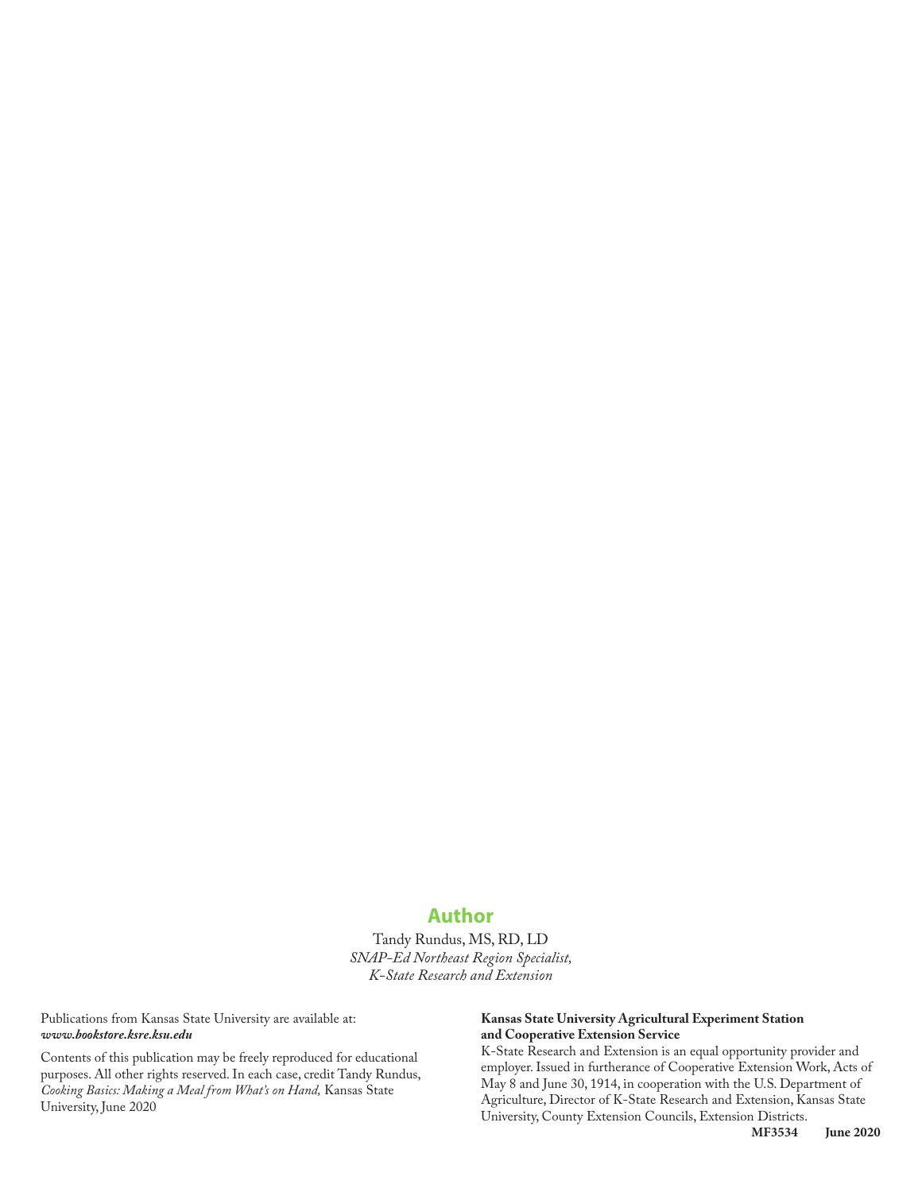## Author

Tandy Rundus, MS, RD, LD
*SNAP-Ed Northeast Region Specialist,*
*K-State Research and Extension*

Publications from Kansas State University are available at:
***www.bookstore.ksre.ksu.edu***

Contents of this publication may be freely reproduced for educational purposes. All other rights reserved. In each case, credit Tandy Rundus, *Cooking Basics: Making a Meal from What's on Hand,* Kansas State University, June 2020

**Kansas State University Agricultural Experiment Station and Cooperative Extension Service**

K-State Research and Extension is an equal opportunity provider and employer. Issued in furtherance of Cooperative Extension Work, Acts of May 8 and June 30, 1914, in cooperation with the U.S. Department of Agriculture, Director of K-State Research and Extension, Kansas State University, County Extension Councils, Extension Districts.

**MF3534 June 2020**